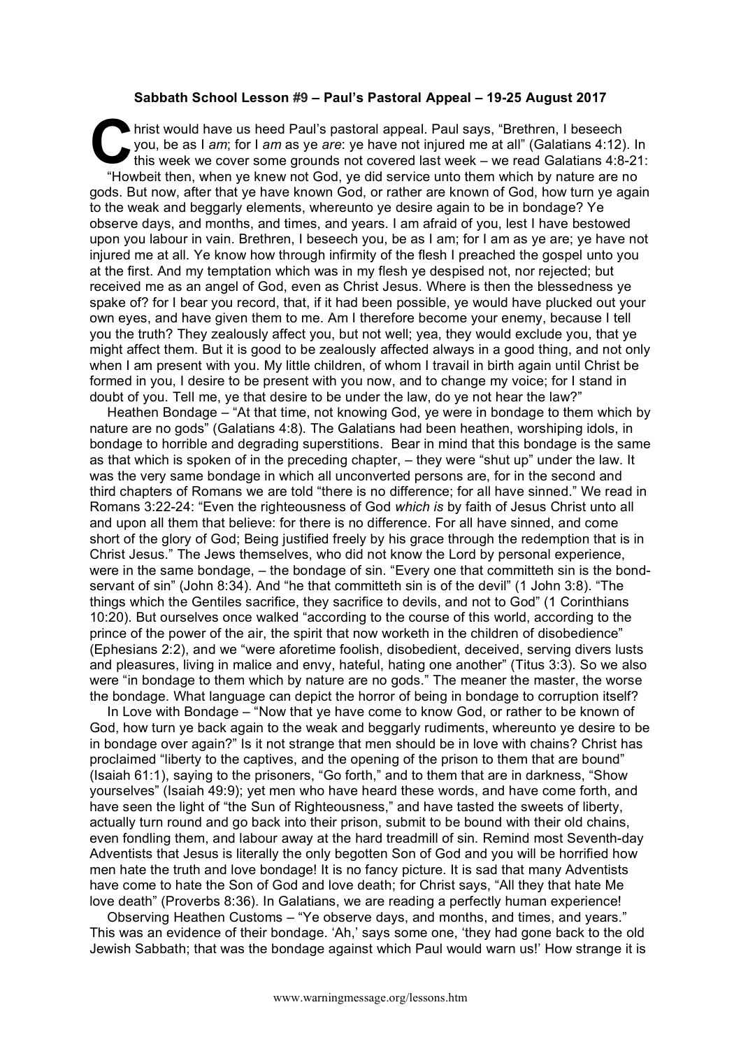**Sabbath School Lesson #9 – Paul's Pastoral Appeal – 19-25 August 2017**

Christ would have us heed Paul's pastoral appeal. Paul says, "Brethren, I beseech you, be as I *am*; for I *am* as ye *are*: ye have not injured me at all" (Galatians 4:12). In this week we cover some grounds not covered last week – we read Galatians 4:8-21: "Howbeit then, when ye knew not God, ye did service unto them which by nature are no gods. But now, after that ye have known God, or rather are known of God, how turn ye again to the weak and beggarly elements, whereunto ye desire again to be in bondage? Ye observe days, and months, and times, and years. I am afraid of you, lest I have bestowed upon you labour in vain. Brethren, I beseech you, be as I am; for I am as ye are; ye have not injured me at all. Ye know how through infirmity of the flesh I preached the gospel unto you at the first. And my temptation which was in my flesh ye despised not, nor rejected; but received me as an angel of God, even as Christ Jesus. Where is then the blessedness ye spake of? for I bear you record, that, if it had been possible, ye would have plucked out your own eyes, and have given them to me. Am I therefore become your enemy, because I tell you the truth? They zealously affect you, but not well; yea, they would exclude you, that ye might affect them. But it is good to be zealously affected always in a good thing, and not only when I am present with you. My little children, of whom I travail in birth again until Christ be formed in you, I desire to be present with you now, and to change my voice; for I stand in doubt of you. Tell me, ye that desire to be under the law, do ye not hear the law?"

Heathen Bondage – "At that time, not knowing God, ye were in bondage to them which by nature are no gods" (Galatians 4:8). The Galatians had been heathen, worshiping idols, in bondage to horrible and degrading superstitions. Bear in mind that this bondage is the same as that which is spoken of in the preceding chapter, – they were "shut up" under the law. It was the very same bondage in which all unconverted persons are, for in the second and third chapters of Romans we are told "there is no difference; for all have sinned." We read in Romans 3:22-24: "Even the righteousness of God *which is* by faith of Jesus Christ unto all and upon all them that believe: for there is no difference. For all have sinned, and come short of the glory of God; Being justified freely by his grace through the redemption that is in Christ Jesus." The Jews themselves, who did not know the Lord by personal experience, were in the same bondage, – the bondage of sin. "Every one that committeth sin is the bond-servant of sin" (John 8:34). And "he that committeth sin is of the devil" (1 John 3:8). "The things which the Gentiles sacrifice, they sacrifice to devils, and not to God" (1 Corinthians 10:20). But ourselves once walked "according to the course of this world, according to the prince of the power of the air, the spirit that now worketh in the children of disobedience" (Ephesians 2:2), and we "were aforetime foolish, disobedient, deceived, serving divers lusts and pleasures, living in malice and envy, hateful, hating one another" (Titus 3:3). So we also were "in bondage to them which by nature are no gods." The meaner the master, the worse the bondage. What language can depict the horror of being in bondage to corruption itself?

In Love with Bondage – "Now that ye have come to know God, or rather to be known of God, how turn ye back again to the weak and beggarly rudiments, whereunto ye desire to be in bondage over again?" Is it not strange that men should be in love with chains? Christ has proclaimed "liberty to the captives, and the opening of the prison to them that are bound" (Isaiah 61:1), saying to the prisoners, "Go forth," and to them that are in darkness, "Show yourselves" (Isaiah 49:9); yet men who have heard these words, and have come forth, and have seen the light of "the Sun of Righteousness," and have tasted the sweets of liberty, actually turn round and go back into their prison, submit to be bound with their old chains, even fondling them, and labour away at the hard treadmill of sin. Remind most Seventh-day Adventists that Jesus is literally the only begotten Son of God and you will be horrified how men hate the truth and love bondage! It is no fancy picture. It is sad that many Adventists have come to hate the Son of God and love death; for Christ says, "All they that hate Me love death" (Proverbs 8:36). In Galatians, we are reading a perfectly human experience!

Observing Heathen Customs – "Ye observe days, and months, and times, and years." This was an evidence of their bondage. 'Ah,' says some one, 'they had gone back to the old Jewish Sabbath; that was the bondage against which Paul would warn us!' How strange it is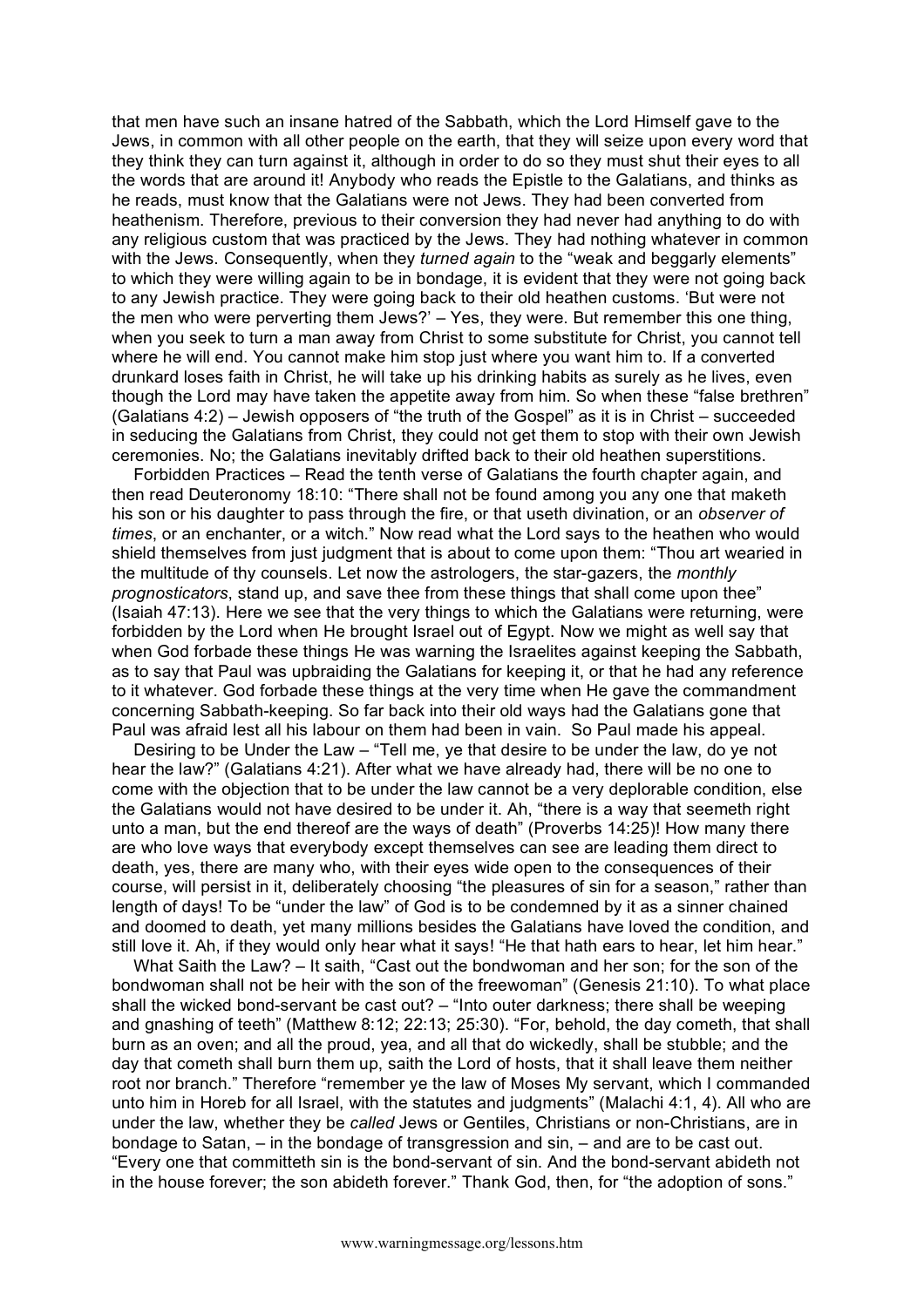that men have such an insane hatred of the Sabbath, which the Lord Himself gave to the Jews, in common with all other people on the earth, that they will seize upon every word that they think they can turn against it, although in order to do so they must shut their eyes to all the words that are around it! Anybody who reads the Epistle to the Galatians, and thinks as he reads, must know that the Galatians were not Jews. They had been converted from heathenism. Therefore, previous to their conversion they had never had anything to do with any religious custom that was practiced by the Jews. They had nothing whatever in common with the Jews. Consequently, when they *turned again* to the "weak and beggarly elements" to which they were willing again to be in bondage, it is evident that they were not going back to any Jewish practice. They were going back to their old heathen customs. 'But were not the men who were perverting them Jews?' – Yes, they were. But remember this one thing, when you seek to turn a man away from Christ to some substitute for Christ, you cannot tell where he will end. You cannot make him stop just where you want him to. If a converted drunkard loses faith in Christ, he will take up his drinking habits as surely as he lives, even though the Lord may have taken the appetite away from him. So when these "false brethren" (Galatians 4:2) – Jewish opposers of "the truth of the Gospel" as it is in Christ – succeeded in seducing the Galatians from Christ, they could not get them to stop with their own Jewish ceremonies. No; the Galatians inevitably drifted back to their old heathen superstitions.

Forbidden Practices – Read the tenth verse of Galatians the fourth chapter again, and then read Deuteronomy 18:10: "There shall not be found among you any one that maketh his son or his daughter to pass through the fire, or that useth divination, or an *observer of times*, or an enchanter, or a witch." Now read what the Lord says to the heathen who would shield themselves from just judgment that is about to come upon them: "Thou art wearied in the multitude of thy counsels. Let now the astrologers, the star-gazers, the *monthly prognosticators*, stand up, and save thee from these things that shall come upon thee" (Isaiah 47:13). Here we see that the very things to which the Galatians were returning, were forbidden by the Lord when He brought Israel out of Egypt. Now we might as well say that when God forbade these things He was warning the Israelites against keeping the Sabbath, as to say that Paul was upbraiding the Galatians for keeping it, or that he had any reference to it whatever. God forbade these things at the very time when He gave the commandment concerning Sabbath-keeping. So far back into their old ways had the Galatians gone that Paul was afraid lest all his labour on them had been in vain. So Paul made his appeal.

Desiring to be Under the Law – "Tell me, ye that desire to be under the law, do ye not hear the law?" (Galatians 4:21). After what we have already had, there will be no one to come with the objection that to be under the law cannot be a very deplorable condition, else the Galatians would not have desired to be under it. Ah, "there is a way that seemeth right unto a man, but the end thereof are the ways of death" (Proverbs 14:25)! How many there are who love ways that everybody except themselves can see are leading them direct to death, yes, there are many who, with their eyes wide open to the consequences of their course, will persist in it, deliberately choosing "the pleasures of sin for a season," rather than length of days! To be "under the law" of God is to be condemned by it as a sinner chained and doomed to death, yet many millions besides the Galatians have loved the condition, and still love it. Ah, if they would only hear what it says! "He that hath ears to hear, let him hear."

What Saith the Law? – It saith, "Cast out the bondwoman and her son; for the son of the bondwoman shall not be heir with the son of the freewoman" (Genesis 21:10). To what place shall the wicked bond-servant be cast out? – "Into outer darkness; there shall be weeping and gnashing of teeth" (Matthew 8:12; 22:13; 25:30). "For, behold, the day cometh, that shall burn as an oven; and all the proud, yea, and all that do wickedly, shall be stubble; and the day that cometh shall burn them up, saith the Lord of hosts, that it shall leave them neither root nor branch." Therefore "remember ye the law of Moses My servant, which I commanded unto him in Horeb for all Israel, with the statutes and judgments" (Malachi 4:1, 4). All who are under the law, whether they be *called* Jews or Gentiles, Christians or non-Christians, are in bondage to Satan, – in the bondage of transgression and sin, – and are to be cast out. "Every one that committeth sin is the bond-servant of sin. And the bond-servant abideth not in the house forever; the son abideth forever." Thank God, then, for "the adoption of sons."